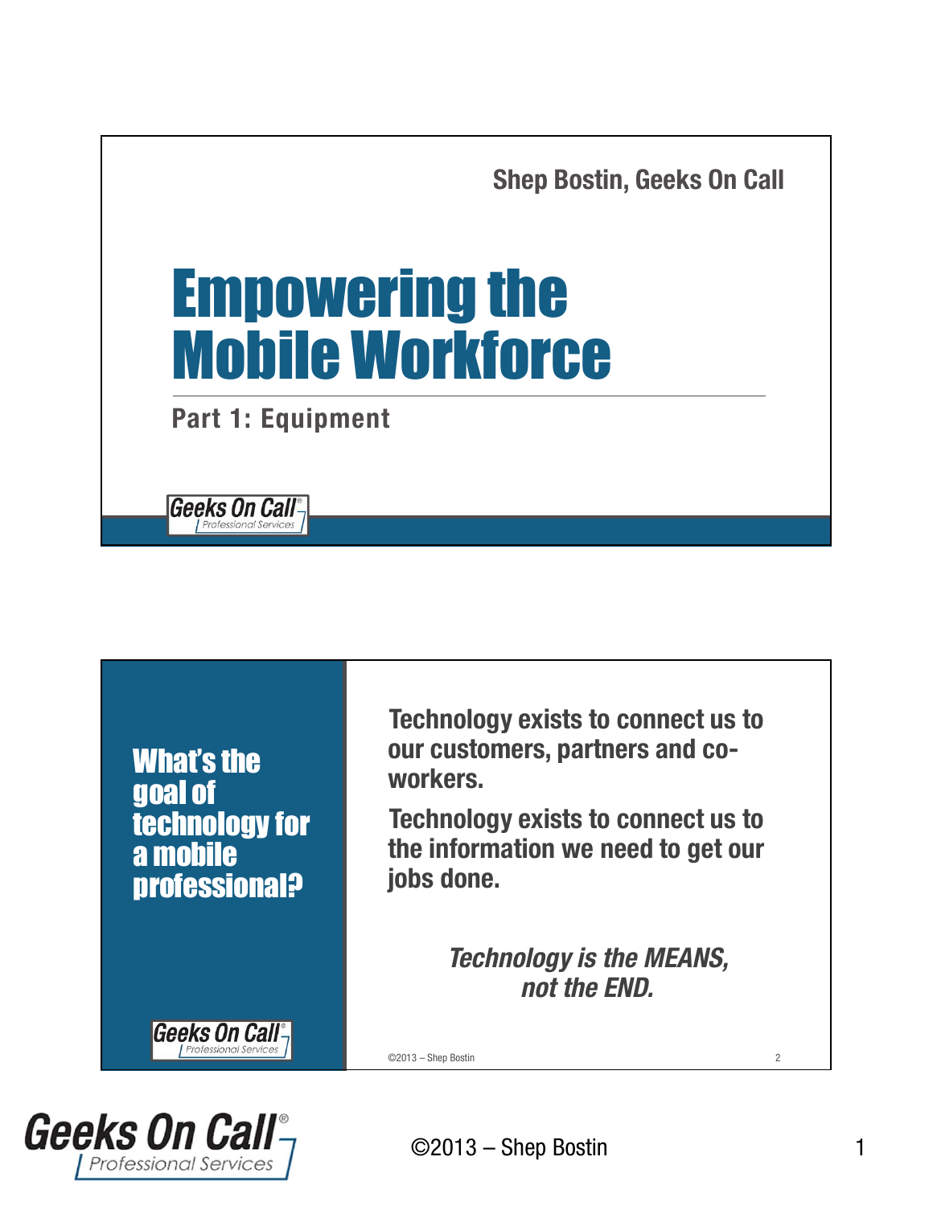Shep Bostin, Geeks On Call

# Empowering the Mobile Workforce

## Part 1: Equipment

Geeks On Call® Professional Services

## What's the goal of technology for a mobile professional?

**Technology exists to connect us to our customers, partners and co-workers.**

**Technology exists to connect us to the information we need to get our jobs done.**

***Technology is the MEANS, not the END.***

©2013 – Shep Bostin

Geeks On Call® Professional Services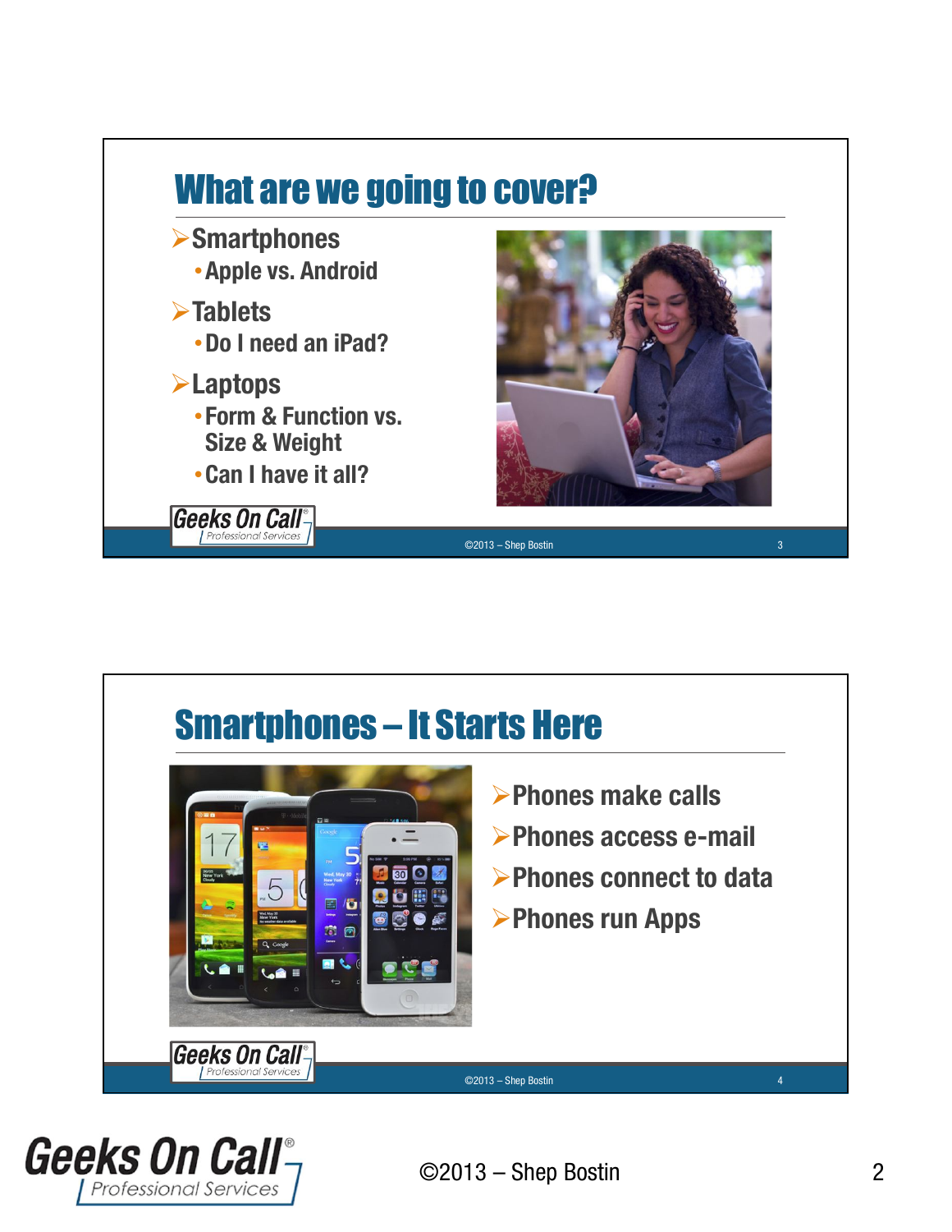## What are we going to cover?

- Smartphones
  - Apple vs. Android
- Tablets
  - Do I need an iPad?
- Laptops
  - Form & Function vs. Size & Weight
  - Can I have it all?

## Smartphones – It Starts Here

- Phones make calls
- Phones access e-mail
- Phones connect to data
- Phones run Apps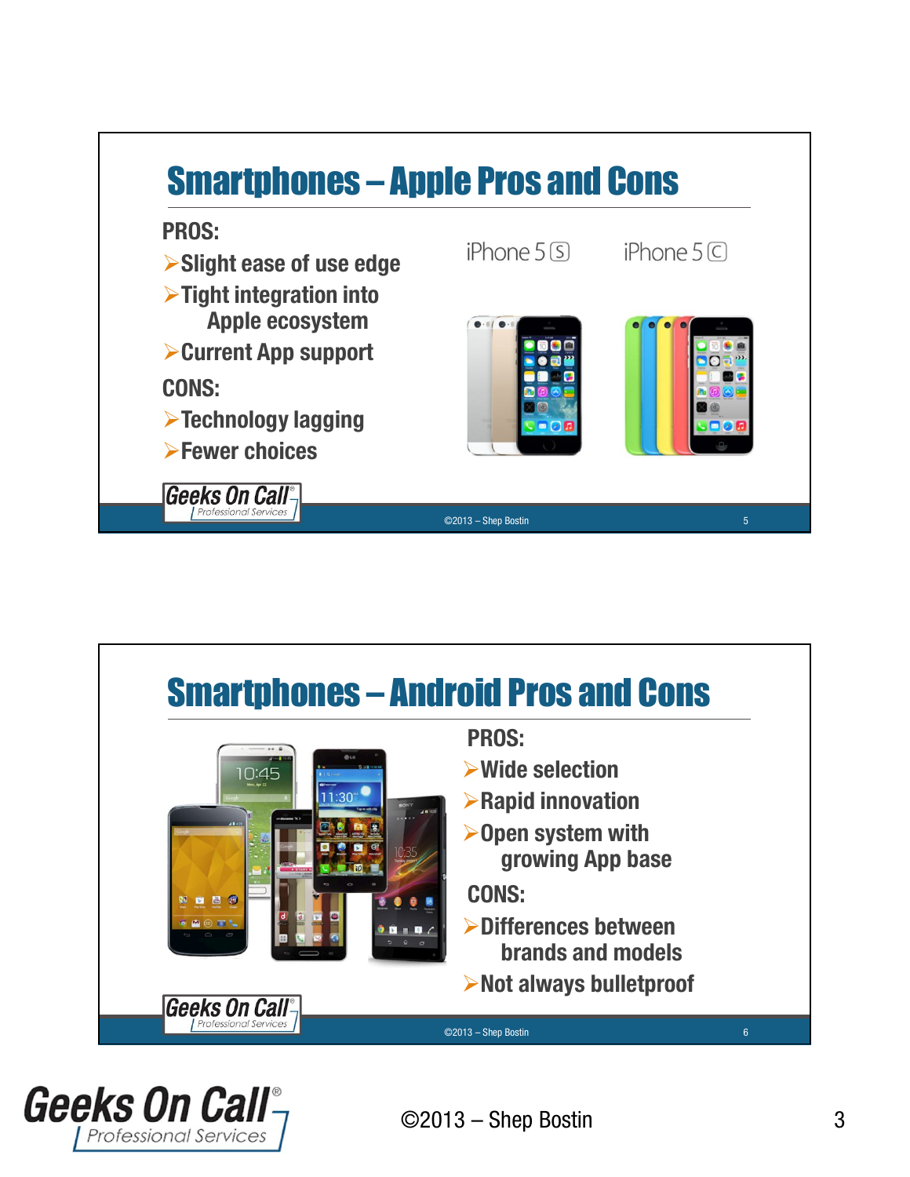## Smartphones – Apple Pros and Cons

**PROS:**

- Slight ease of use edge
- Tight integration into Apple ecosystem
- Current App support

**CONS:**

- Technology lagging
- Fewer choices

iPhone 5S    iPhone 5C

## Smartphones – Android Pros and Cons

**PROS:**

- Wide selection
- Rapid innovation
- Open system with growing App base

**CONS:**

- Differences between brands and models
- Not always bulletproof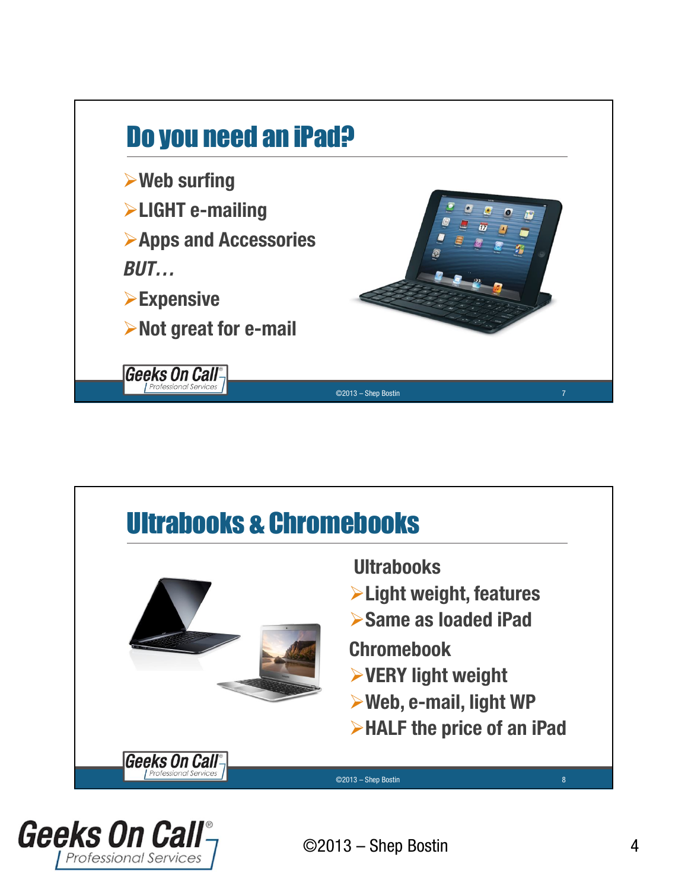# Do you need an iPad?

- Web surfing
- LIGHT e-mailing
- Apps and Accessories

*BUT…*

- Expensive
- Not great for e-mail

# Ultrabooks & Chromebooks

**Ultrabooks**

- Light weight, features
- Same as loaded iPad

**Chromebook**

- VERY light weight
- Web, e-mail, light WP
- HALF the price of an iPad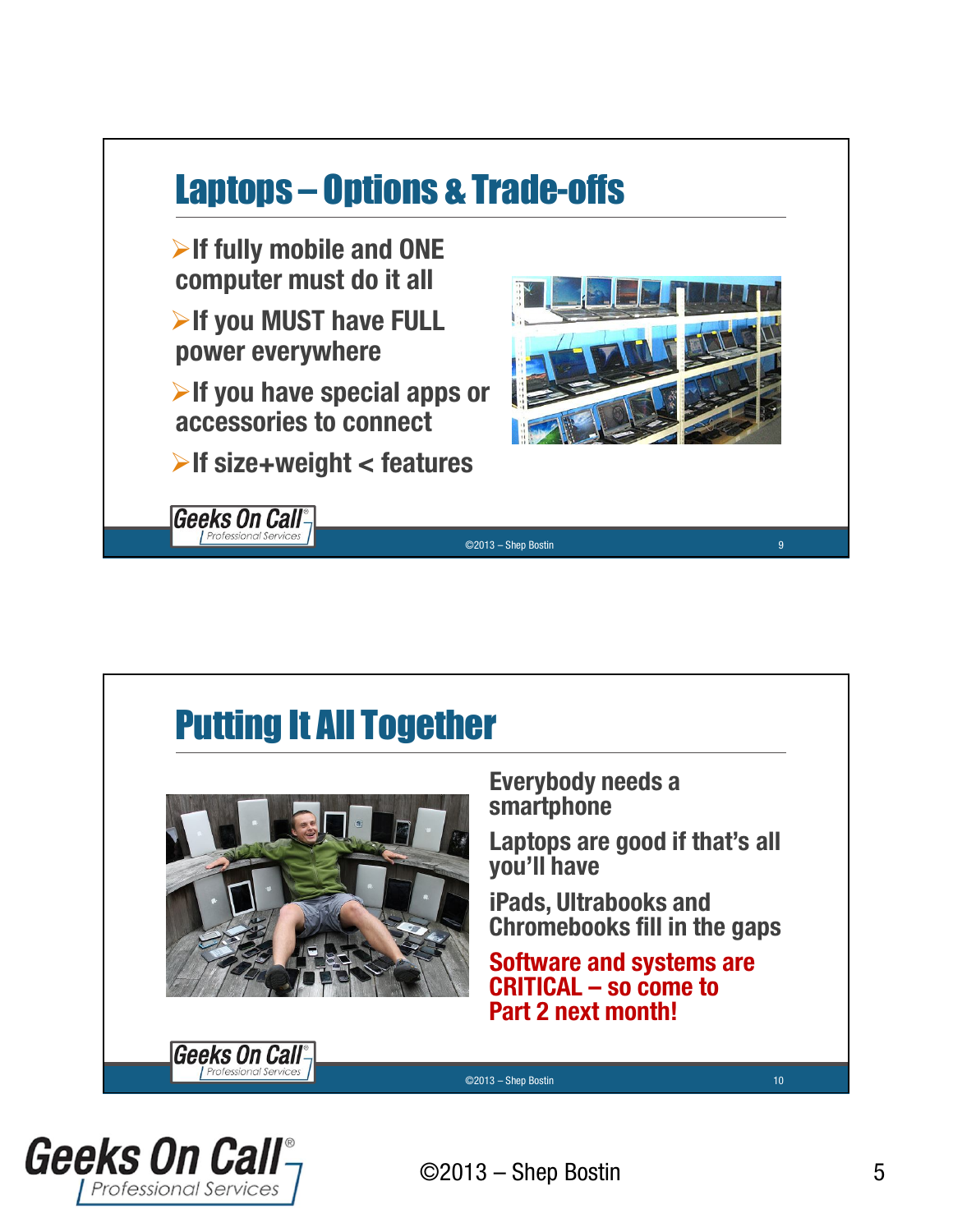## Laptops – Options & Trade-offs

- If fully mobile and ONE computer must do it all
- If you MUST have FULL power everywhere
- If you have special apps or accessories to connect
- If size+weight < features

## Putting It All Together

Everybody needs a smartphone

Laptops are good if that's all you'll have

iPads, Ultrabooks and Chromebooks fill in the gaps

**Software and systems are CRITICAL – so come to Part 2 next month!**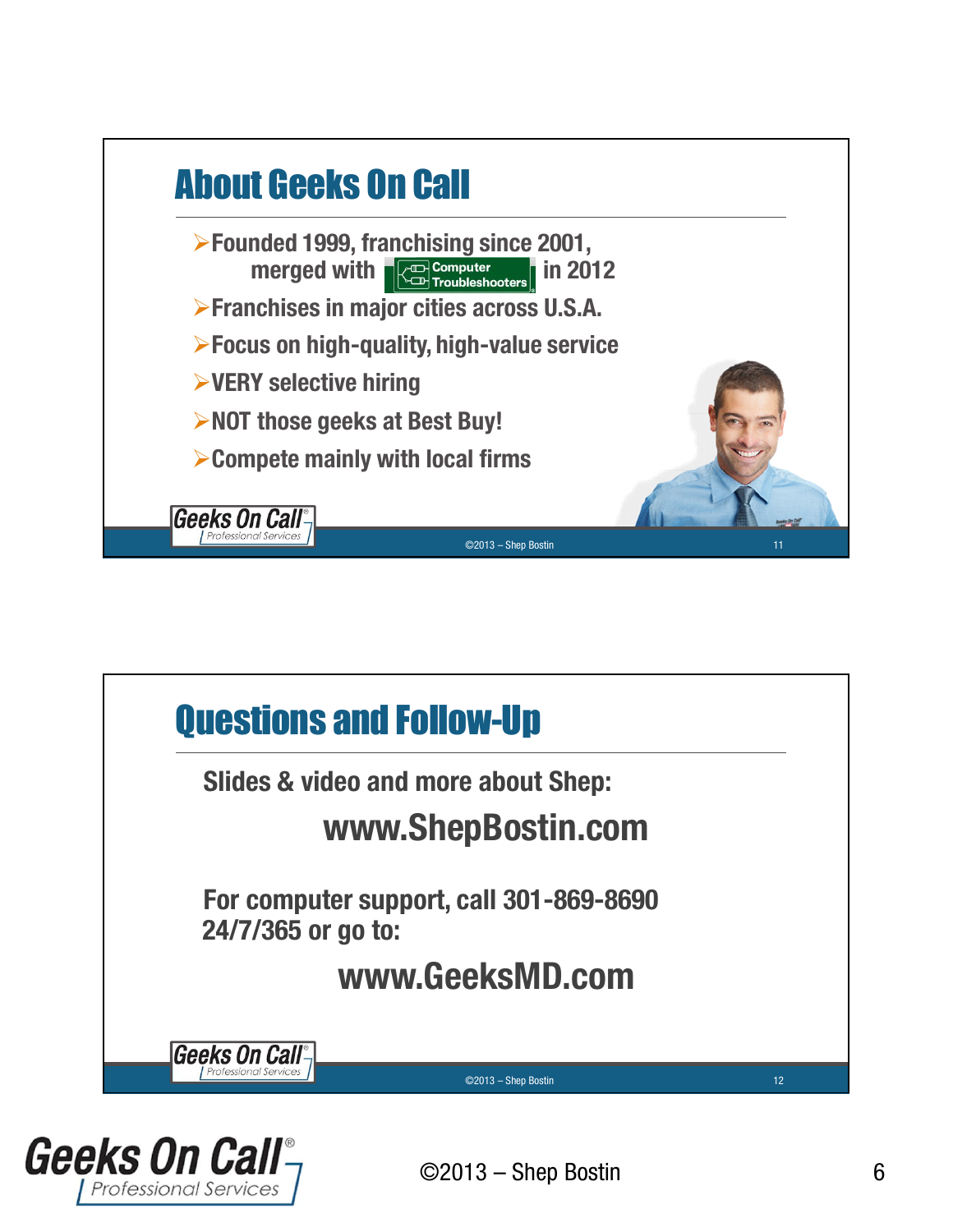## About Geeks On Call

- Founded 1999, franchising since 2001, merged with Computer Troubleshooters in 2012
- Franchises in major cities across U.S.A.
- Focus on high-quality, high-value service
- VERY selective hiring
- NOT those geeks at Best Buy!
- Compete mainly with local firms

Geeks On Call® Professional Services

©2013 – Shep Bostin

## Questions and Follow-Up

**Slides & video and more about Shep:**

**www.ShepBostin.com**

**For computer support, call 301-869-8690 24/7/365 or go to:**

**www.GeeksMD.com**

Geeks On Call® Professional Services

©2013 – Shep Bostin